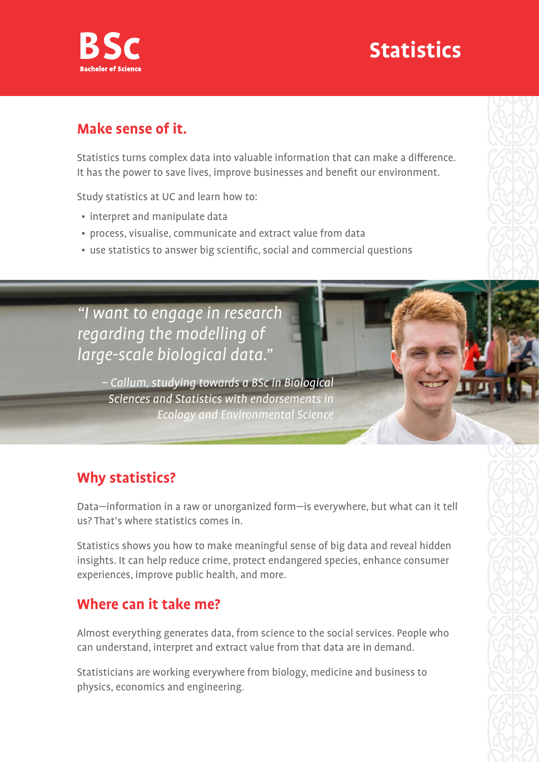**BSc**
**Bachelor of Science**

# Statistics

## Make sense of it.

Statistics turns complex data into valuable information that can make a difference. It has the power to save lives, improve businesses and benefit our environment.

Study statistics at UC and learn how to:

- interpret and manipulate data
- process, visualise, communicate and extract value from data
- use statistics to answer big scientific, social and commercial questions

*"I want to engage in research regarding the modelling of large-scale biological data."*

*– Callum, studying towards a BSc in Biological Sciences and Statistics with endorsements in Ecology and Environmental Science*

## Why statistics?

Data—information in a raw or unorganized form—is everywhere, but what can it tell us? That's where statistics comes in.

Statistics shows you how to make meaningful sense of big data and reveal hidden insights. It can help reduce crime, protect endangered species, enhance consumer experiences, improve public health, and more.

## Where can it take me?

Almost everything generates data, from science to the social services. People who can understand, interpret and extract value from that data are in demand.

Statisticians are working everywhere from biology, medicine and business to physics, economics and engineering.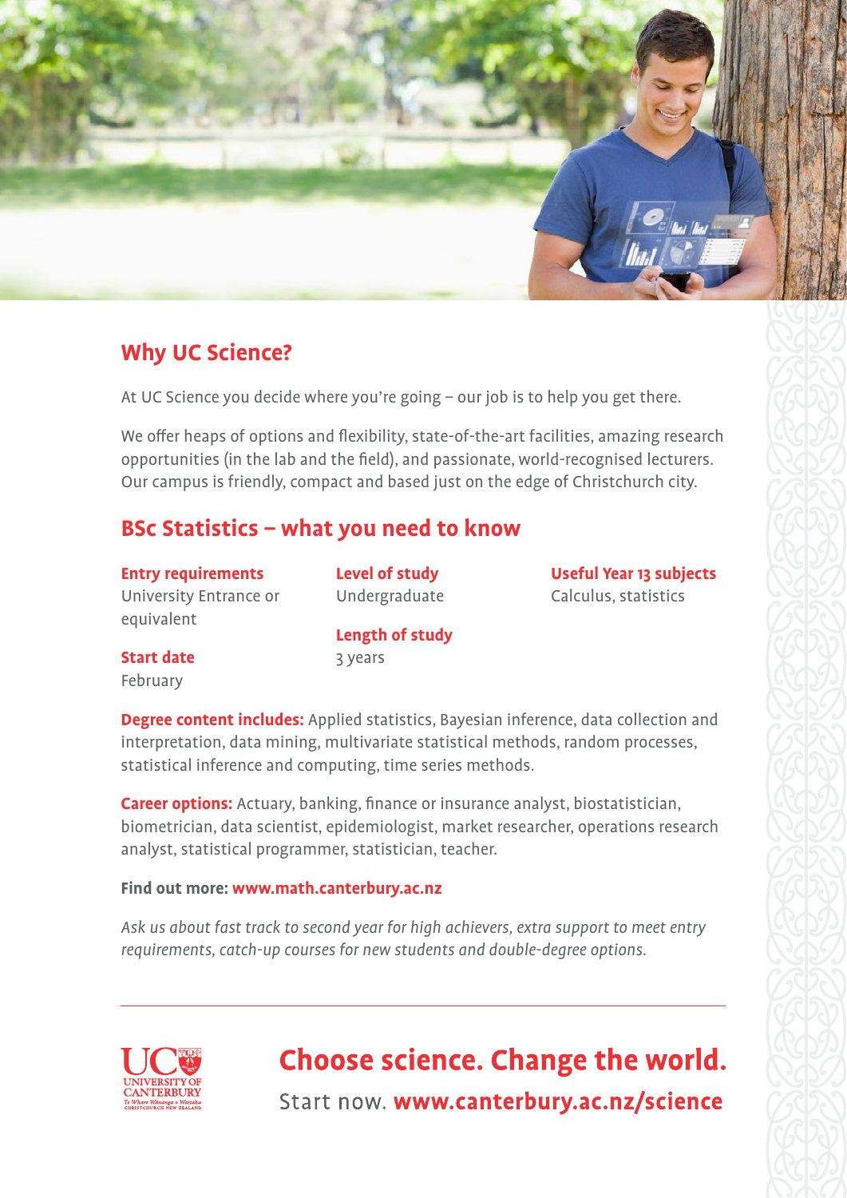## Why UC Science?

At UC Science you decide where you're going – our job is to help you get there.

We offer heaps of options and flexibility, state-of-the-art facilities, amazing research opportunities (in the lab and the field), and passionate, world-recognised lecturers. Our campus is friendly, compact and based just on the edge of Christchurch city.

## BSc Statistics – what you need to know

**Entry requirements**
University Entrance or equivalent

**Start date**
February

**Level of study**
Undergraduate

**Length of study**
3 years

**Useful Year 13 subjects**
Calculus, statistics

**Degree content includes:** Applied statistics, Bayesian inference, data collection and interpretation, data mining, multivariate statistical methods, random processes, statistical inference and computing, time series methods.

**Career options:** Actuary, banking, finance or insurance analyst, biostatistician, biometrician, data scientist, epidemiologist, market researcher, operations research analyst, statistical programmer, statistician, teacher.

**Find out more: www.math.canterbury.ac.nz**

*Ask us about fast track to second year for high achievers, extra support to meet entry requirements, catch-up courses for new students and double-degree options.*

---

UC UNIVERSITY OF CANTERBURY
Te Whare Wānanga o Waitaha
CHRISTCHURCH NEW ZEALAND

## Choose science. Change the world.

Start now. **www.canterbury.ac.nz/science**